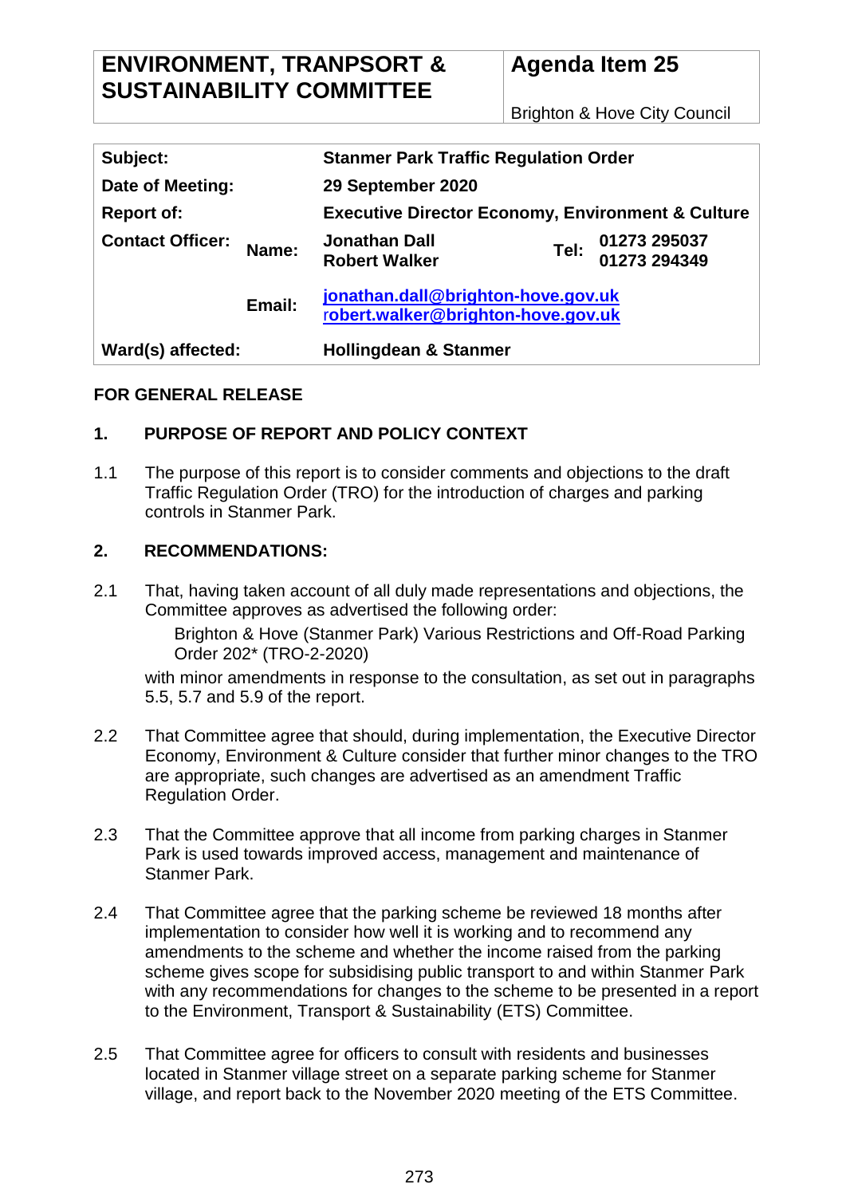| ENVIRONMENT, TRANPSORT & SUSTAINABILITY COMMITTEE | Agenda Item 25 |
| --- | --- |
| | Brighton & Hove City Council |

| | | | | |
| --- | --- | --- | --- | --- |
| **Subject:** | | **Stanmer Park Traffic Regulation Order** | | |
| **Date of Meeting:** | | **29 September 2020** | | |
| **Report of:** | | **Executive Director Economy, Environment & Culture** | | |
| **Contact Officer:** | **Name:** | **Jonathan Dall**<br>**Robert Walker** | **Tel:** | **01273 295037**<br>**01273 294349** |
| | **Email:** | **jonathan.dall@brighton-hove.gov.uk**<br>**robert.walker@brighton-hove.gov.uk** | | |
| **Ward(s) affected:** | | **Hollingdean & Stanmer** | | |

**FOR GENERAL RELEASE**

## 1. PURPOSE OF REPORT AND POLICY CONTEXT

1.1 The purpose of this report is to consider comments and objections to the draft Traffic Regulation Order (TRO) for the introduction of charges and parking controls in Stanmer Park.

## 2. RECOMMENDATIONS:

2.1 That, having taken account of all duly made representations and objections, the Committee approves as advertised the following order:

Brighton & Hove (Stanmer Park) Various Restrictions and Off-Road Parking Order 202* (TRO-2-2020)

with minor amendments in response to the consultation, as set out in paragraphs 5.5, 5.7 and 5.9 of the report.

2.2 That Committee agree that should, during implementation, the Executive Director Economy, Environment & Culture consider that further minor changes to the TRO are appropriate, such changes are advertised as an amendment Traffic Regulation Order.

2.3 That the Committee approve that all income from parking charges in Stanmer Park is used towards improved access, management and maintenance of Stanmer Park.

2.4 That Committee agree that the parking scheme be reviewed 18 months after implementation to consider how well it is working and to recommend any amendments to the scheme and whether the income raised from the parking scheme gives scope for subsidising public transport to and within Stanmer Park with any recommendations for changes to the scheme to be presented in a report to the Environment, Transport & Sustainability (ETS) Committee.

2.5 That Committee agree for officers to consult with residents and businesses located in Stanmer village street on a separate parking scheme for Stanmer village, and report back to the November 2020 meeting of the ETS Committee.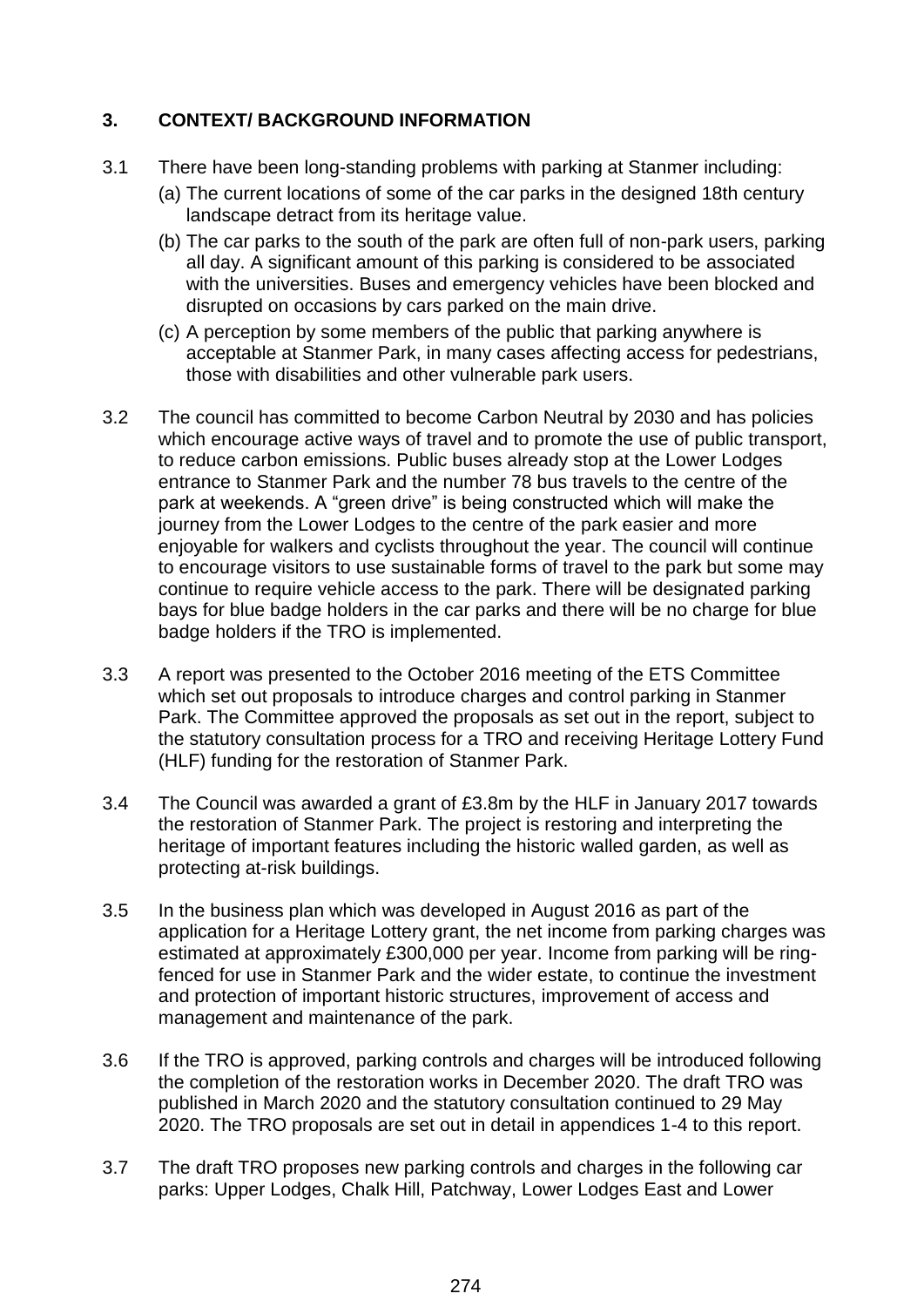## 3. CONTEXT/ BACKGROUND INFORMATION

3.1 There have been long-standing problems with parking at Stanmer including:

(a) The current locations of some of the car parks in the designed 18th century landscape detract from its heritage value.

(b) The car parks to the south of the park are often full of non-park users, parking all day. A significant amount of this parking is considered to be associated with the universities. Buses and emergency vehicles have been blocked and disrupted on occasions by cars parked on the main drive.

(c) A perception by some members of the public that parking anywhere is acceptable at Stanmer Park, in many cases affecting access for pedestrians, those with disabilities and other vulnerable park users.

3.2 The council has committed to become Carbon Neutral by 2030 and has policies which encourage active ways of travel and to promote the use of public transport, to reduce carbon emissions. Public buses already stop at the Lower Lodges entrance to Stanmer Park and the number 78 bus travels to the centre of the park at weekends. A "green drive" is being constructed which will make the journey from the Lower Lodges to the centre of the park easier and more enjoyable for walkers and cyclists throughout the year. The council will continue to encourage visitors to use sustainable forms of travel to the park but some may continue to require vehicle access to the park. There will be designated parking bays for blue badge holders in the car parks and there will be no charge for blue badge holders if the TRO is implemented.

3.3 A report was presented to the October 2016 meeting of the ETS Committee which set out proposals to introduce charges and control parking in Stanmer Park. The Committee approved the proposals as set out in the report, subject to the statutory consultation process for a TRO and receiving Heritage Lottery Fund (HLF) funding for the restoration of Stanmer Park.

3.4 The Council was awarded a grant of £3.8m by the HLF in January 2017 towards the restoration of Stanmer Park. The project is restoring and interpreting the heritage of important features including the historic walled garden, as well as protecting at-risk buildings.

3.5 In the business plan which was developed in August 2016 as part of the application for a Heritage Lottery grant, the net income from parking charges was estimated at approximately £300,000 per year. Income from parking will be ring-fenced for use in Stanmer Park and the wider estate, to continue the investment and protection of important historic structures, improvement of access and management and maintenance of the park.

3.6 If the TRO is approved, parking controls and charges will be introduced following the completion of the restoration works in December 2020. The draft TRO was published in March 2020 and the statutory consultation continued to 29 May 2020. The TRO proposals are set out in detail in appendices 1-4 to this report.

3.7 The draft TRO proposes new parking controls and charges in the following car parks: Upper Lodges, Chalk Hill, Patchway, Lower Lodges East and Lower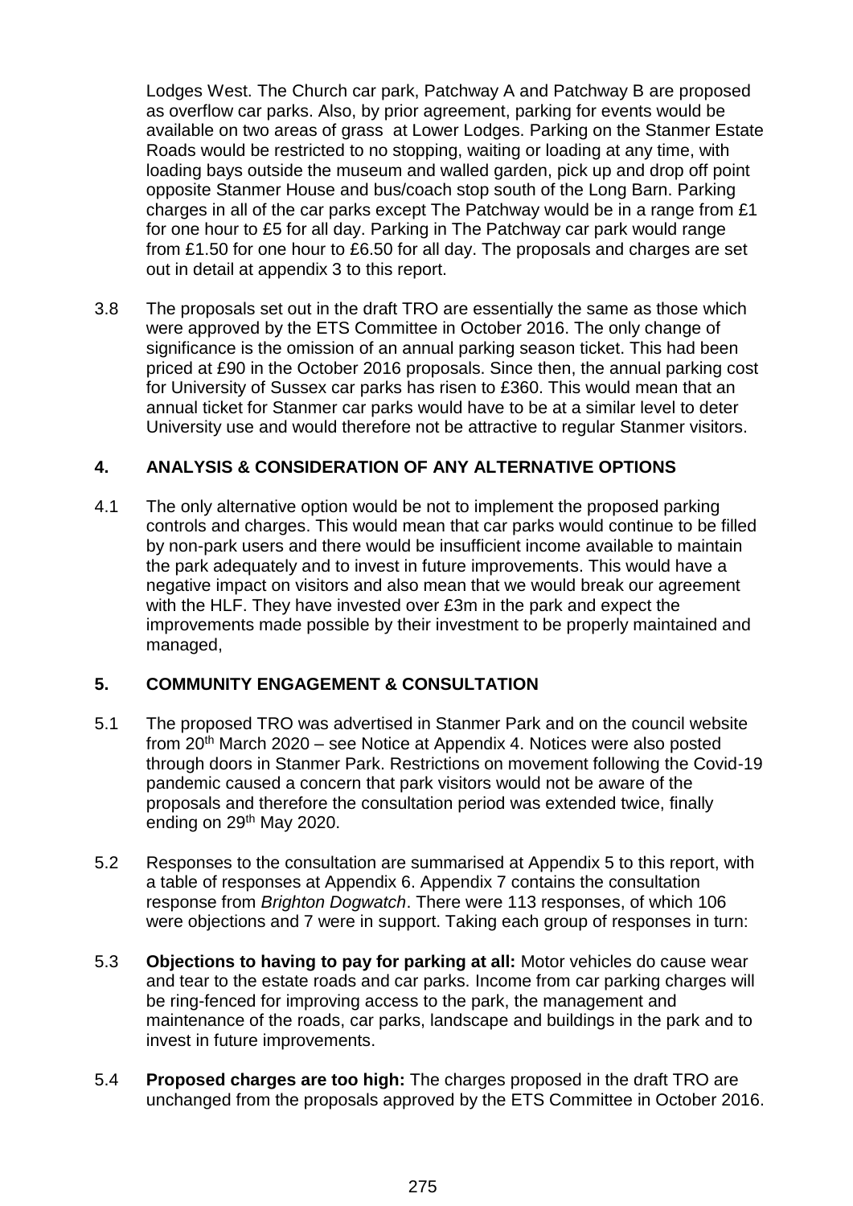Lodges West. The Church car park, Patchway A and Patchway B are proposed as overflow car parks. Also, by prior agreement, parking for events would be available on two areas of grass at Lower Lodges. Parking on the Stanmer Estate Roads would be restricted to no stopping, waiting or loading at any time, with loading bays outside the museum and walled garden, pick up and drop off point opposite Stanmer House and bus/coach stop south of the Long Barn. Parking charges in all of the car parks except The Patchway would be in a range from £1 for one hour to £5 for all day. Parking in The Patchway car park would range from £1.50 for one hour to £6.50 for all day. The proposals and charges are set out in detail at appendix 3 to this report.

3.8 The proposals set out in the draft TRO are essentially the same as those which were approved by the ETS Committee in October 2016. The only change of significance is the omission of an annual parking season ticket. This had been priced at £90 in the October 2016 proposals. Since then, the annual parking cost for University of Sussex car parks has risen to £360. This would mean that an annual ticket for Stanmer car parks would have to be at a similar level to deter University use and would therefore not be attractive to regular Stanmer visitors.

## 4. ANALYSIS & CONSIDERATION OF ANY ALTERNATIVE OPTIONS

4.1 The only alternative option would be not to implement the proposed parking controls and charges. This would mean that car parks would continue to be filled by non-park users and there would be insufficient income available to maintain the park adequately and to invest in future improvements. This would have a negative impact on visitors and also mean that we would break our agreement with the HLF. They have invested over £3m in the park and expect the improvements made possible by their investment to be properly maintained and managed,

## 5. COMMUNITY ENGAGEMENT & CONSULTATION

5.1 The proposed TRO was advertised in Stanmer Park and on the council website from 20th March 2020 – see Notice at Appendix 4. Notices were also posted through doors in Stanmer Park. Restrictions on movement following the Covid-19 pandemic caused a concern that park visitors would not be aware of the proposals and therefore the consultation period was extended twice, finally ending on 29th May 2020.

5.2 Responses to the consultation are summarised at Appendix 5 to this report, with a table of responses at Appendix 6. Appendix 7 contains the consultation response from *Brighton Dogwatch*. There were 113 responses, of which 106 were objections and 7 were in support. Taking each group of responses in turn:

5.3 **Objections to having to pay for parking at all:** Motor vehicles do cause wear and tear to the estate roads and car parks. Income from car parking charges will be ring-fenced for improving access to the park, the management and maintenance of the roads, car parks, landscape and buildings in the park and to invest in future improvements.

5.4 **Proposed charges are too high:** The charges proposed in the draft TRO are unchanged from the proposals approved by the ETS Committee in October 2016.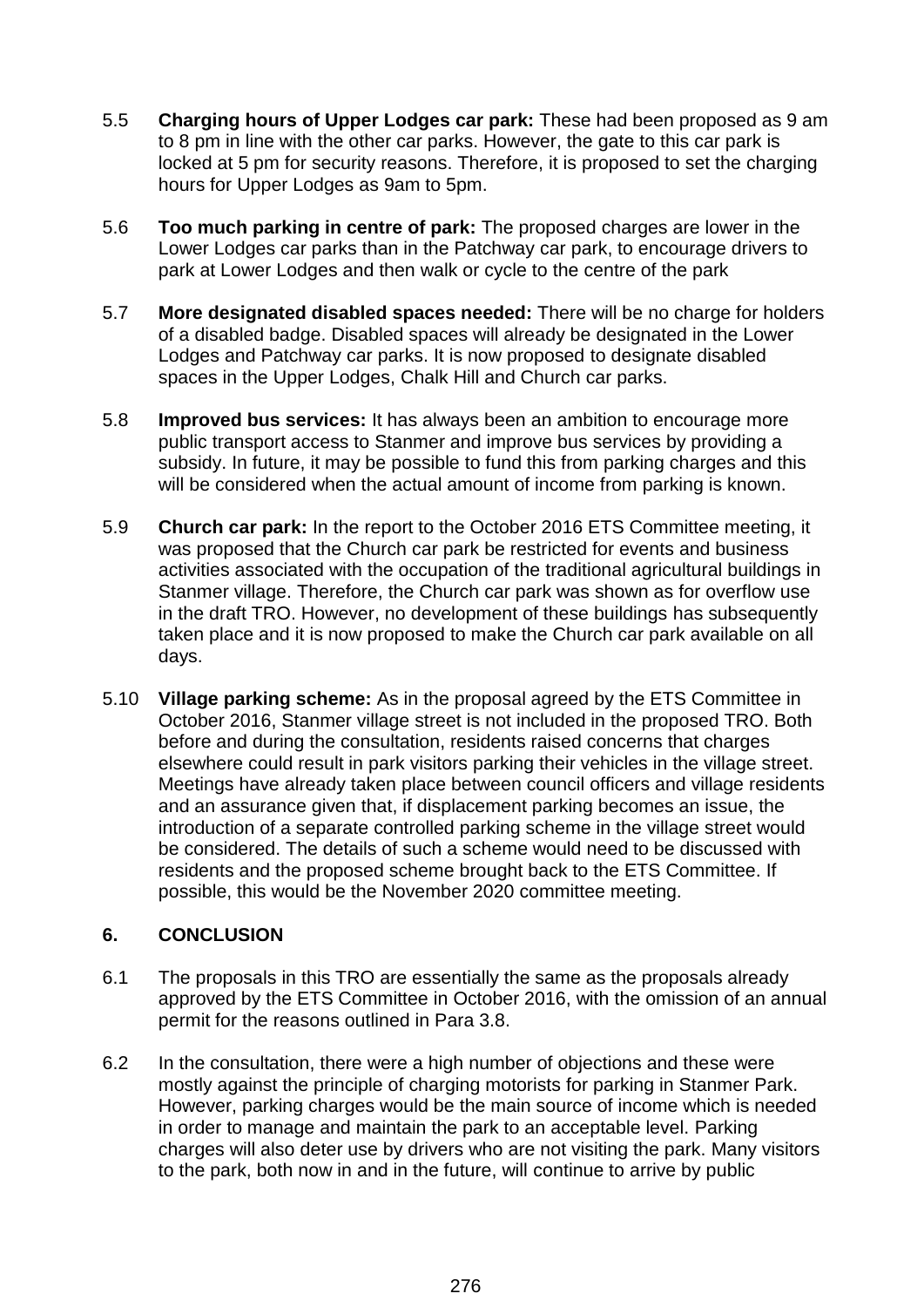5.5 **Charging hours of Upper Lodges car park:** These had been proposed as 9 am to 8 pm in line with the other car parks. However, the gate to this car park is locked at 5 pm for security reasons. Therefore, it is proposed to set the charging hours for Upper Lodges as 9am to 5pm.

5.6 **Too much parking in centre of park:** The proposed charges are lower in the Lower Lodges car parks than in the Patchway car park, to encourage drivers to park at Lower Lodges and then walk or cycle to the centre of the park

5.7 **More designated disabled spaces needed:** There will be no charge for holders of a disabled badge. Disabled spaces will already be designated in the Lower Lodges and Patchway car parks. It is now proposed to designate disabled spaces in the Upper Lodges, Chalk Hill and Church car parks.

5.8 **Improved bus services:** It has always been an ambition to encourage more public transport access to Stanmer and improve bus services by providing a subsidy. In future, it may be possible to fund this from parking charges and this will be considered when the actual amount of income from parking is known.

5.9 **Church car park:** In the report to the October 2016 ETS Committee meeting, it was proposed that the Church car park be restricted for events and business activities associated with the occupation of the traditional agricultural buildings in Stanmer village. Therefore, the Church car park was shown as for overflow use in the draft TRO. However, no development of these buildings has subsequently taken place and it is now proposed to make the Church car park available on all days.

5.10 **Village parking scheme:** As in the proposal agreed by the ETS Committee in October 2016, Stanmer village street is not included in the proposed TRO. Both before and during the consultation, residents raised concerns that charges elsewhere could result in park visitors parking their vehicles in the village street. Meetings have already taken place between council officers and village residents and an assurance given that, if displacement parking becomes an issue, the introduction of a separate controlled parking scheme in the village street would be considered. The details of such a scheme would need to be discussed with residents and the proposed scheme brought back to the ETS Committee. If possible, this would be the November 2020 committee meeting.

## 6. CONCLUSION

6.1 The proposals in this TRO are essentially the same as the proposals already approved by the ETS Committee in October 2016, with the omission of an annual permit for the reasons outlined in Para 3.8.

6.2 In the consultation, there were a high number of objections and these were mostly against the principle of charging motorists for parking in Stanmer Park. However, parking charges would be the main source of income which is needed in order to manage and maintain the park to an acceptable level. Parking charges will also deter use by drivers who are not visiting the park. Many visitors to the park, both now in and in the future, will continue to arrive by public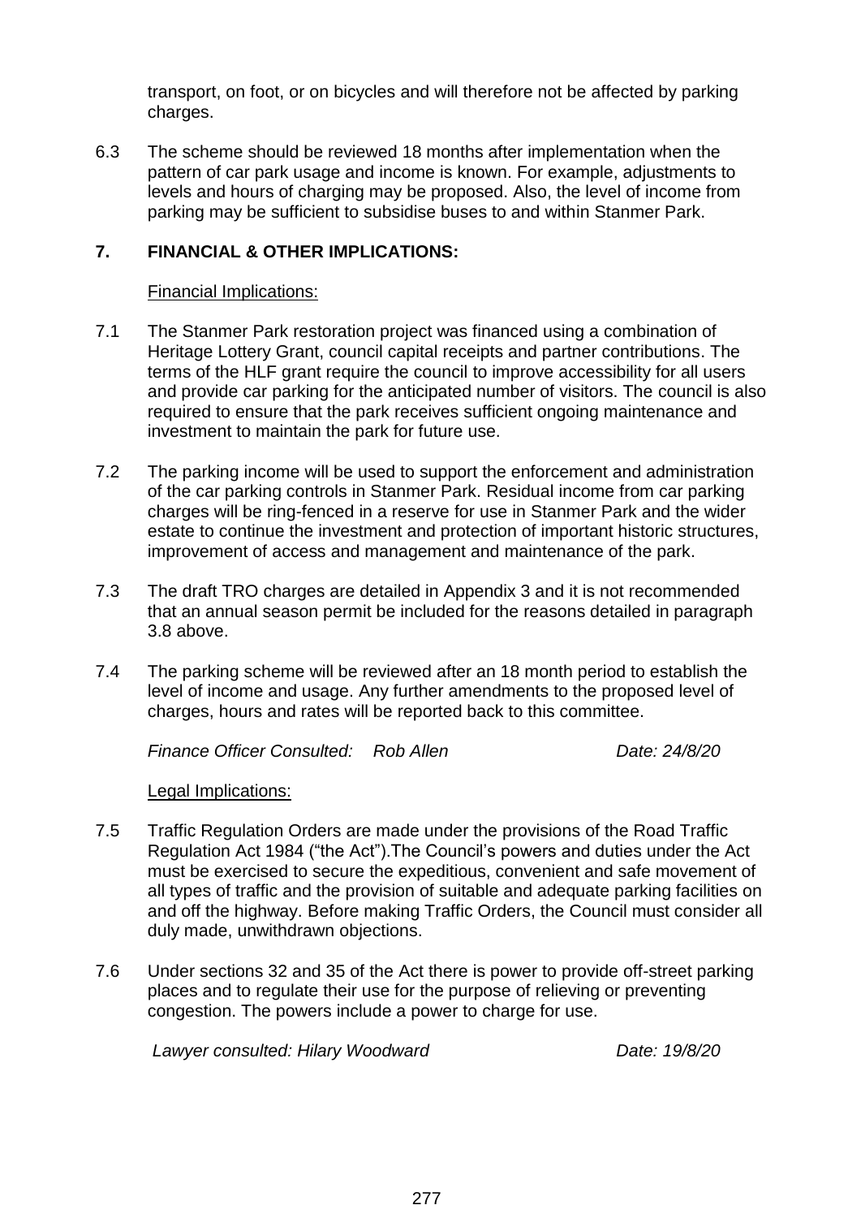transport, on foot, or on bicycles and will therefore not be affected by parking charges.

6.3 The scheme should be reviewed 18 months after implementation when the pattern of car park usage and income is known. For example, adjustments to levels and hours of charging may be proposed. Also, the level of income from parking may be sufficient to subsidise buses to and within Stanmer Park.

## 7. FINANCIAL & OTHER IMPLICATIONS:

Financial Implications:

7.1 The Stanmer Park restoration project was financed using a combination of Heritage Lottery Grant, council capital receipts and partner contributions. The terms of the HLF grant require the council to improve accessibility for all users and provide car parking for the anticipated number of visitors. The council is also required to ensure that the park receives sufficient ongoing maintenance and investment to maintain the park for future use.

7.2 The parking income will be used to support the enforcement and administration of the car parking controls in Stanmer Park. Residual income from car parking charges will be ring-fenced in a reserve for use in Stanmer Park and the wider estate to continue the investment and protection of important historic structures, improvement of access and management and maintenance of the park.

7.3 The draft TRO charges are detailed in Appendix 3 and it is not recommended that an annual season permit be included for the reasons detailed in paragraph 3.8 above.

7.4 The parking scheme will be reviewed after an 18 month period to establish the level of income and usage. Any further amendments to the proposed level of charges, hours and rates will be reported back to this committee.

*Finance Officer Consulted: Rob Allen Date: 24/8/20*

Legal Implications:

7.5 Traffic Regulation Orders are made under the provisions of the Road Traffic Regulation Act 1984 ("the Act").The Council's powers and duties under the Act must be exercised to secure the expeditious, convenient and safe movement of all types of traffic and the provision of suitable and adequate parking facilities on and off the highway. Before making Traffic Orders, the Council must consider all duly made, unwithdrawn objections.

7.6 Under sections 32 and 35 of the Act there is power to provide off-street parking places and to regulate their use for the purpose of relieving or preventing congestion. The powers include a power to charge for use.

*Lawyer consulted: Hilary Woodward Date: 19/8/20*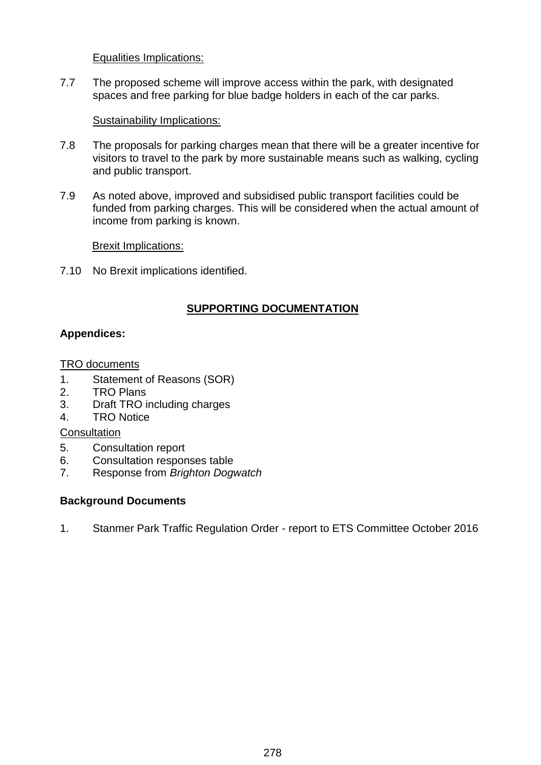Equalities Implications:

7.7 The proposed scheme will improve access within the park, with designated spaces and free parking for blue badge holders in each of the car parks.

Sustainability Implications:

7.8 The proposals for parking charges mean that there will be a greater incentive for visitors to travel to the park by more sustainable means such as walking, cycling and public transport.

7.9 As noted above, improved and subsidised public transport facilities could be funded from parking charges. This will be considered when the actual amount of income from parking is known.

Brexit Implications:

7.10 No Brexit implications identified.

## SUPPORTING DOCUMENTATION

**Appendices:**

TRO documents

1. Statement of Reasons (SOR)
2. TRO Plans
3. Draft TRO including charges
4. TRO Notice

Consultation

5. Consultation report
6. Consultation responses table
7. Response from *Brighton Dogwatch*

**Background Documents**

1. Stanmer Park Traffic Regulation Order - report to ETS Committee October 2016